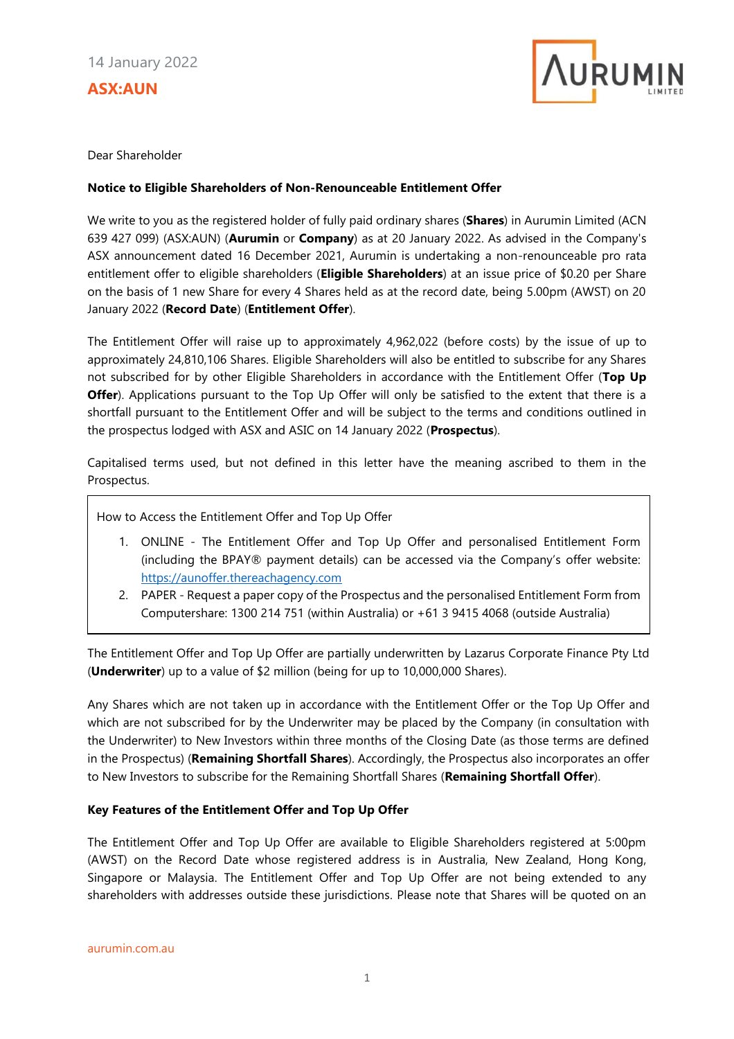14 January 2022

**ASX:AUN**

Dear Shareholder

**Notice to Eligible Shareholders of Non-Renounceable Entitlement Offer**

We write to you as the registered holder of fully paid ordinary shares (**Shares**) in Aurumin Limited (ACN 639 427 099) (ASX:AUN) (**Aurumin** or **Company**) as at 20 January 2022. As advised in the Company's ASX announcement dated 16 December 2021, Aurumin is undertaking a non-renounceable pro rata entitlement offer to eligible shareholders (**Eligible Shareholders**) at an issue price of $0.20 per Share on the basis of 1 new Share for every 4 Shares held as at the record date, being 5.00pm (AWST) on 20 January 2022 (**Record Date**) (**Entitlement Offer**).

The Entitlement Offer will raise up to approximately 4,962,022 (before costs) by the issue of up to approximately 24,810,106 Shares. Eligible Shareholders will also be entitled to subscribe for any Shares not subscribed for by other Eligible Shareholders in accordance with the Entitlement Offer (**Top Up Offer**). Applications pursuant to the Top Up Offer will only be satisfied to the extent that there is a shortfall pursuant to the Entitlement Offer and will be subject to the terms and conditions outlined in the prospectus lodged with ASX and ASIC on 14 January 2022 (**Prospectus**).

Capitalised terms used, but not defined in this letter have the meaning ascribed to them in the Prospectus.

How to Access the Entitlement Offer and Top Up Offer

1. ONLINE - The Entitlement Offer and Top Up Offer and personalised Entitlement Form (including the BPAY® payment details) can be accessed via the Company's offer website: https://aunoffer.thereachagency.com
2. PAPER - Request a paper copy of the Prospectus and the personalised Entitlement Form from Computershare: 1300 214 751 (within Australia) or +61 3 9415 4068 (outside Australia)

The Entitlement Offer and Top Up Offer are partially underwritten by Lazarus Corporate Finance Pty Ltd (**Underwriter**) up to a value of $2 million (being for up to 10,000,000 Shares).

Any Shares which are not taken up in accordance with the Entitlement Offer or the Top Up Offer and which are not subscribed for by the Underwriter may be placed by the Company (in consultation with the Underwriter) to New Investors within three months of the Closing Date (as those terms are defined in the Prospectus) (**Remaining Shortfall Shares**). Accordingly, the Prospectus also incorporates an offer to New Investors to subscribe for the Remaining Shortfall Shares (**Remaining Shortfall Offer**).

**Key Features of the Entitlement Offer and Top Up Offer**

The Entitlement Offer and Top Up Offer are available to Eligible Shareholders registered at 5:00pm (AWST) on the Record Date whose registered address is in Australia, New Zealand, Hong Kong, Singapore or Malaysia. The Entitlement Offer and Top Up Offer are not being extended to any shareholders with addresses outside these jurisdictions. Please note that Shares will be quoted on an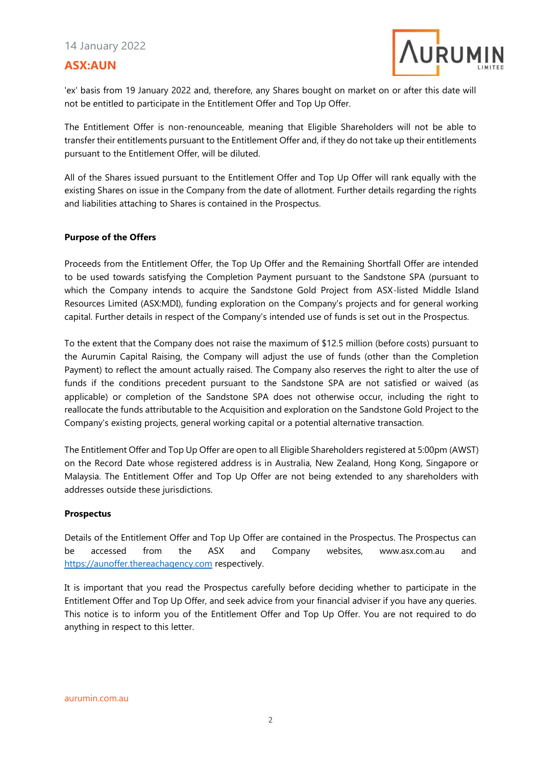'ex' basis from 19 January 2022 and, therefore, any Shares bought on market on or after this date will not be entitled to participate in the Entitlement Offer and Top Up Offer.

The Entitlement Offer is non-renounceable, meaning that Eligible Shareholders will not be able to transfer their entitlements pursuant to the Entitlement Offer and, if they do not take up their entitlements pursuant to the Entitlement Offer, will be diluted.

All of the Shares issued pursuant to the Entitlement Offer and Top Up Offer will rank equally with the existing Shares on issue in the Company from the date of allotment. Further details regarding the rights and liabilities attaching to Shares is contained in the Prospectus.

**Purpose of the Offers**

Proceeds from the Entitlement Offer, the Top Up Offer and the Remaining Shortfall Offer are intended to be used towards satisfying the Completion Payment pursuant to the Sandstone SPA (pursuant to which the Company intends to acquire the Sandstone Gold Project from ASX-listed Middle Island Resources Limited (ASX:MDI), funding exploration on the Company's projects and for general working capital. Further details in respect of the Company's intended use of funds is set out in the Prospectus.

To the extent that the Company does not raise the maximum of $12.5 million (before costs) pursuant to the Aurumin Capital Raising, the Company will adjust the use of funds (other than the Completion Payment) to reflect the amount actually raised. The Company also reserves the right to alter the use of funds if the conditions precedent pursuant to the Sandstone SPA are not satisfied or waived (as applicable) or completion of the Sandstone SPA does not otherwise occur, including the right to reallocate the funds attributable to the Acquisition and exploration on the Sandstone Gold Project to the Company's existing projects, general working capital or a potential alternative transaction.

The Entitlement Offer and Top Up Offer are open to all Eligible Shareholders registered at 5:00pm (AWST) on the Record Date whose registered address is in Australia, New Zealand, Hong Kong, Singapore or Malaysia. The Entitlement Offer and Top Up Offer are not being extended to any shareholders with addresses outside these jurisdictions.

**Prospectus**

Details of the Entitlement Offer and Top Up Offer are contained in the Prospectus. The Prospectus can be accessed from the ASX and Company websites, www.asx.com.au and https://aunoffer.thereachagency.com respectively.

It is important that you read the Prospectus carefully before deciding whether to participate in the Entitlement Offer and Top Up Offer, and seek advice from your financial adviser if you have any queries. This notice is to inform you of the Entitlement Offer and Top Up Offer. You are not required to do anything in respect to this letter.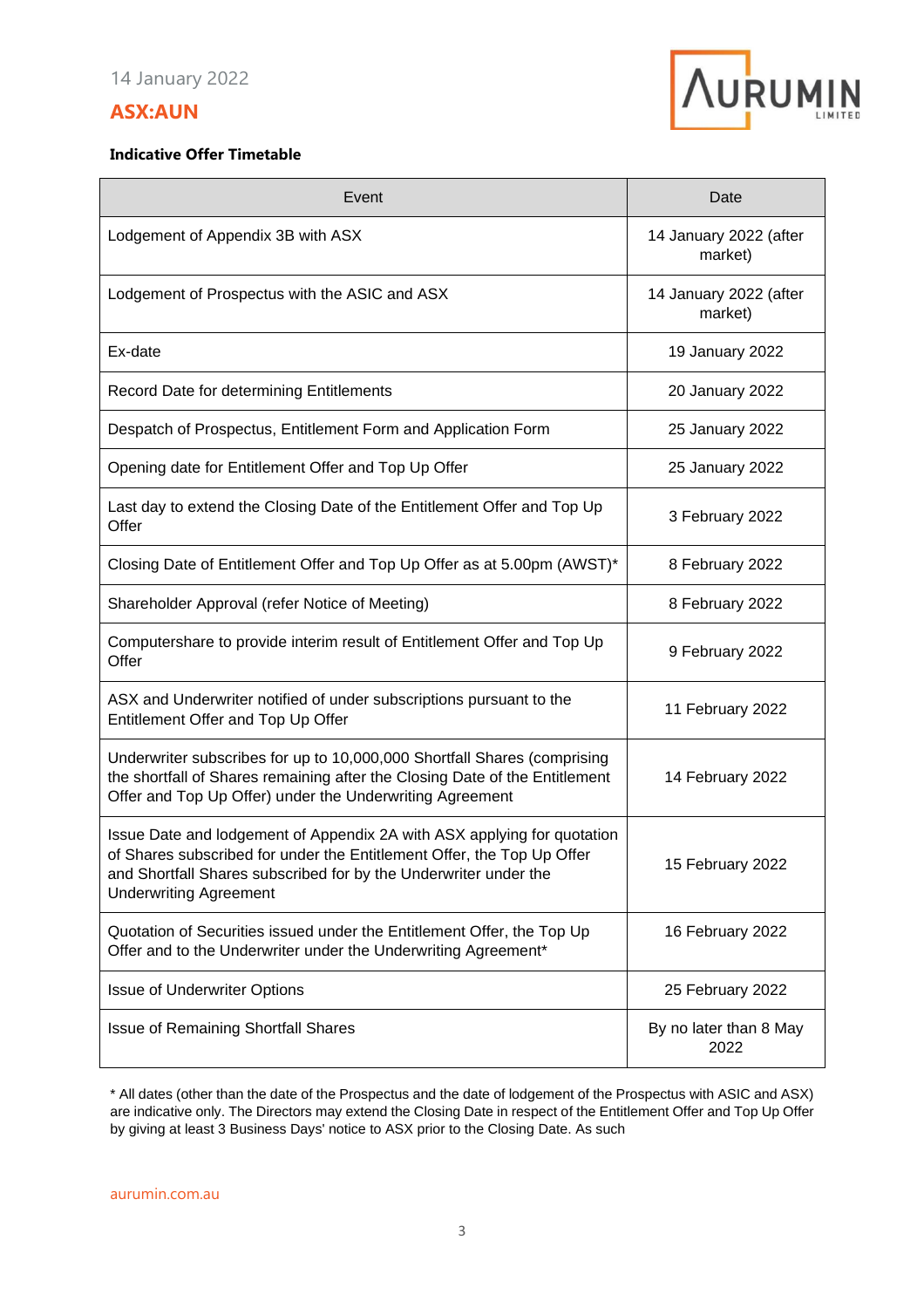**Indicative Offer Timetable**

| Event | Date |
|---|---|
| Lodgement of Appendix 3B with ASX | 14 January 2022 (after market) |
| Lodgement of Prospectus with the ASIC and ASX | 14 January 2022 (after market) |
| Ex-date | 19 January 2022 |
| Record Date for determining Entitlements | 20 January 2022 |
| Despatch of Prospectus, Entitlement Form and Application Form | 25 January 2022 |
| Opening date for Entitlement Offer and Top Up Offer | 25 January 2022 |
| Last day to extend the Closing Date of the Entitlement Offer and Top Up Offer | 3 February 2022 |
| Closing Date of Entitlement Offer and Top Up Offer as at 5.00pm (AWST)* | 8 February 2022 |
| Shareholder Approval (refer Notice of Meeting) | 8 February 2022 |
| Computershare to provide interim result of Entitlement Offer and Top Up Offer | 9 February 2022 |
| ASX and Underwriter notified of under subscriptions pursuant to the Entitlement Offer and Top Up Offer | 11 February 2022 |
| Underwriter subscribes for up to 10,000,000 Shortfall Shares (comprising the shortfall of Shares remaining after the Closing Date of the Entitlement Offer and Top Up Offer) under the Underwriting Agreement | 14 February 2022 |
| Issue Date and lodgement of Appendix 2A with ASX applying for quotation of Shares subscribed for under the Entitlement Offer, the Top Up Offer and Shortfall Shares subscribed for by the Underwriter under the Underwriting Agreement | 15 February 2022 |
| Quotation of Securities issued under the Entitlement Offer, the Top Up Offer and to the Underwriter under the Underwriting Agreement* | 16 February 2022 |
| Issue of Underwriter Options | 25 February 2022 |
| Issue of Remaining Shortfall Shares | By no later than 8 May 2022 |

* All dates (other than the date of the Prospectus and the date of lodgement of the Prospectus with ASIC and ASX) are indicative only. The Directors may extend the Closing Date in respect of the Entitlement Offer and Top Up Offer by giving at least 3 Business Days' notice to ASX prior to the Closing Date. As such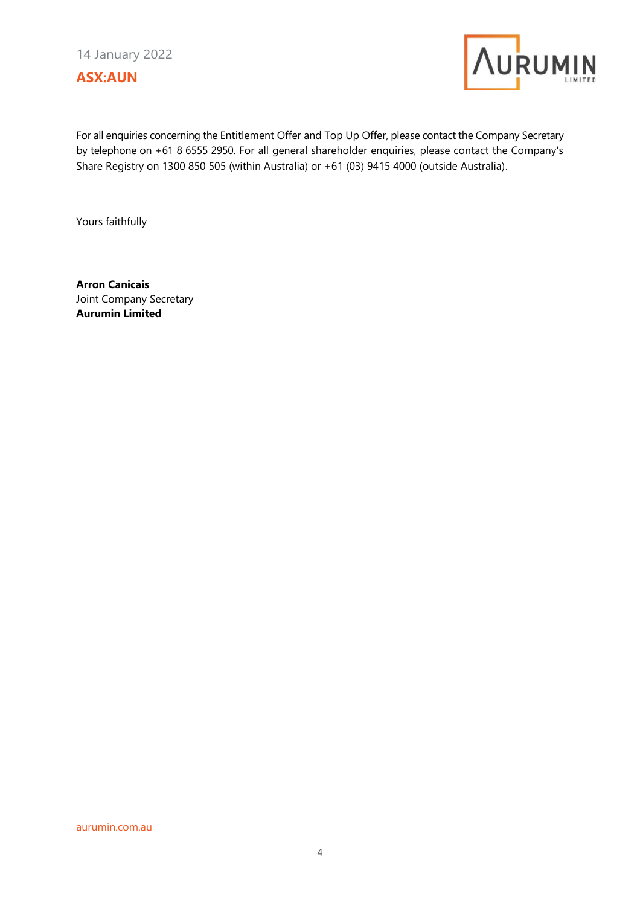For all enquiries concerning the Entitlement Offer and Top Up Offer, please contact the Company Secretary by telephone on +61 8 6555 2950. For all general shareholder enquiries, please contact the Company's Share Registry on 1300 850 505 (within Australia) or +61 (03) 9415 4000 (outside Australia).

Yours faithfully

**Arron Canicais**
Joint Company Secretary
**Aurumin Limited**